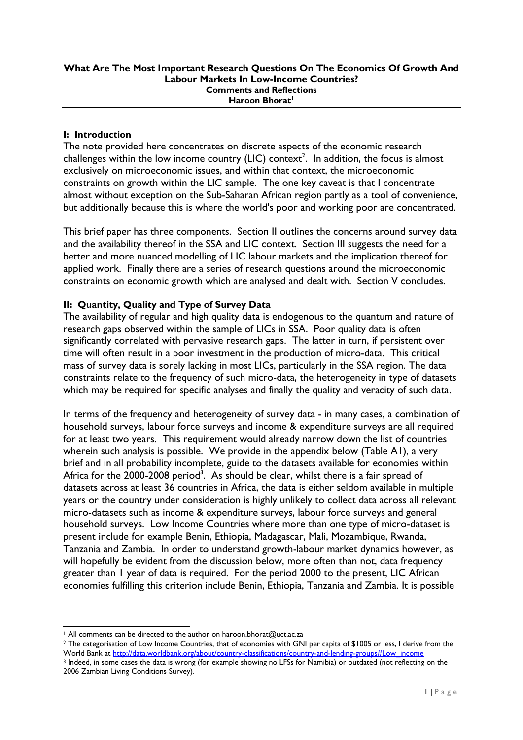**What Are The Most Important Research Questions On The Economics Of Growth And Labour Markets In Low-Income Countries?**
**Comments and Reflections**
**Haroon Bhorat**[1]

## I: Introduction

The note provided here concentrates on discrete aspects of the economic research challenges within the low income country (LIC) context[2]. In addition, the focus is almost exclusively on microeconomic issues, and within that context, the microeconomic constraints on growth within the LIC sample. The one key caveat is that I concentrate almost without exception on the Sub-Saharan African region partly as a tool of convenience, but additionally because this is where the world's poor and working poor are concentrated.

This brief paper has three components. Section II outlines the concerns around survey data and the availability thereof in the SSA and LIC context. Section III suggests the need for a better and more nuanced modelling of LIC labour markets and the implication thereof for applied work. Finally there are a series of research questions around the microeconomic constraints on economic growth which are analysed and dealt with. Section V concludes.

## II: Quantity, Quality and Type of Survey Data

The availability of regular and high quality data is endogenous to the quantum and nature of research gaps observed within the sample of LICs in SSA. Poor quality data is often significantly correlated with pervasive research gaps. The latter in turn, if persistent over time will often result in a poor investment in the production of micro-data. This critical mass of survey data is sorely lacking in most LICs, particularly in the SSA region. The data constraints relate to the frequency of such micro-data, the heterogeneity in type of datasets which may be required for specific analyses and finally the quality and veracity of such data.

In terms of the frequency and heterogeneity of survey data - in many cases, a combination of household surveys, labour force surveys and income & expenditure surveys are all required for at least two years. This requirement would already narrow down the list of countries wherein such analysis is possible. We provide in the appendix below (Table A1), a very brief and in all probability incomplete, guide to the datasets available for economies within Africa for the 2000-2008 period[3]. As should be clear, whilst there is a fair spread of datasets across at least 36 countries in Africa, the data is either seldom available in multiple years or the country under consideration is highly unlikely to collect data across all relevant micro-datasets such as income & expenditure surveys, labour force surveys and general household surveys. Low Income Countries where more than one type of micro-dataset is present include for example Benin, Ethiopia, Madagascar, Mali, Mozambique, Rwanda, Tanzania and Zambia. In order to understand growth-labour market dynamics however, as will hopefully be evident from the discussion below, more often than not, data frequency greater than 1 year of data is required. For the period 2000 to the present, LIC African economies fulfilling this criterion include Benin, Ethiopia, Tanzania and Zambia. It is possible

---

[1] All comments can be directed to the author on haroon.bhorat@uct.ac.za

[2] The categorisation of Low Income Countries, that of economies with GNI per capita of $1005 or less, I derive from the World Bank at http://data.worldbank.org/about/country-classifications/country-and-lending-groups#Low_income

[3] Indeed, in some cases the data is wrong (for example showing no LFSs for Namibia) or outdated (not reflecting on the 2006 Zambian Living Conditions Survey).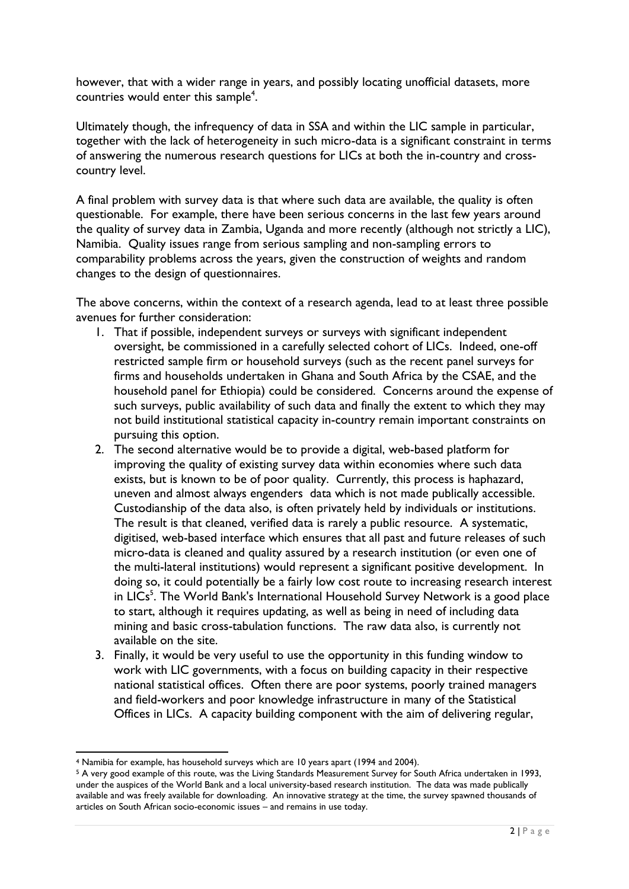however, that with a wider range in years, and possibly locating unofficial datasets, more countries would enter this sample[4].

Ultimately though, the infrequency of data in SSA and within the LIC sample in particular, together with the lack of heterogeneity in such micro-data is a significant constraint in terms of answering the numerous research questions for LICs at both the in-country and cross-country level.

A final problem with survey data is that where such data are available, the quality is often questionable. For example, there have been serious concerns in the last few years around the quality of survey data in Zambia, Uganda and more recently (although not strictly a LIC), Namibia. Quality issues range from serious sampling and non-sampling errors to comparability problems across the years, given the construction of weights and random changes to the design of questionnaires.

The above concerns, within the context of a research agenda, lead to at least three possible avenues for further consideration:

1. That if possible, independent surveys or surveys with significant independent oversight, be commissioned in a carefully selected cohort of LICs. Indeed, one-off restricted sample firm or household surveys (such as the recent panel surveys for firms and households undertaken in Ghana and South Africa by the CSAE, and the household panel for Ethiopia) could be considered. Concerns around the expense of such surveys, public availability of such data and finally the extent to which they may not build institutional statistical capacity in-country remain important constraints on pursuing this option.
2. The second alternative would be to provide a digital, web-based platform for improving the quality of existing survey data within economies where such data exists, but is known to be of poor quality. Currently, this process is haphazard, uneven and almost always engenders data which is not made publically accessible. Custodianship of the data also, is often privately held by individuals or institutions. The result is that cleaned, verified data is rarely a public resource. A systematic, digitised, web-based interface which ensures that all past and future releases of such micro-data is cleaned and quality assured by a research institution (or even one of the multi-lateral institutions) would represent a significant positive development. In doing so, it could potentially be a fairly low cost route to increasing research interest in LICs[5]. The World Bank's International Household Survey Network is a good place to start, although it requires updating, as well as being in need of including data mining and basic cross-tabulation functions. The raw data also, is currently not available on the site.
3. Finally, it would be very useful to use the opportunity in this funding window to work with LIC governments, with a focus on building capacity in their respective national statistical offices. Often there are poor systems, poorly trained managers and field-workers and poor knowledge infrastructure in many of the Statistical Offices in LICs. A capacity building component with the aim of delivering regular,

---

[4] Namibia for example, has household surveys which are 10 years apart (1994 and 2004).

[5] A very good example of this route, was the Living Standards Measurement Survey for South Africa undertaken in 1993, under the auspices of the World Bank and a local university-based research institution. The data was made publically available and was freely available for downloading. An innovative strategy at the time, the survey spawned thousands of articles on South African socio-economic issues – and remains in use today.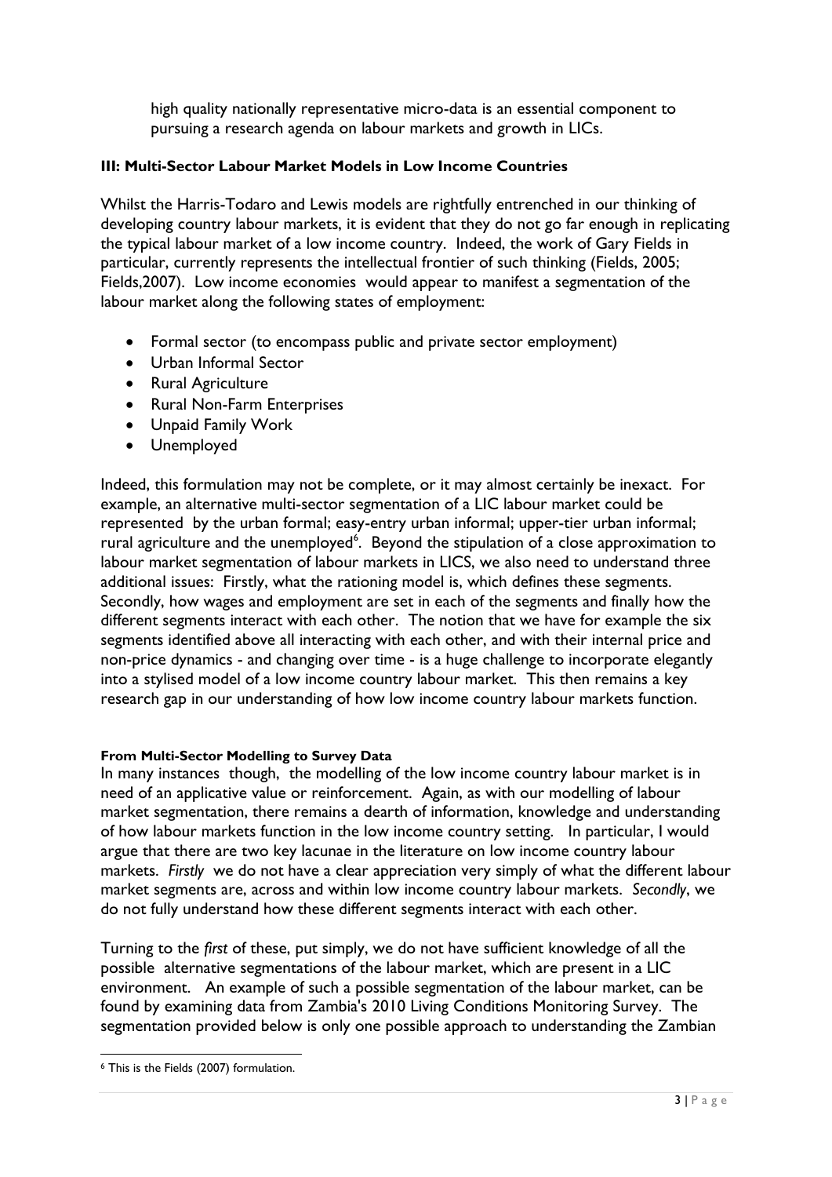high quality nationally representative micro-data is an essential component to pursuing a research agenda on labour markets and growth in LICs.

### III: Multi-Sector Labour Market Models in Low Income Countries

Whilst the Harris-Todaro and Lewis models are rightfully entrenched in our thinking of developing country labour markets, it is evident that they do not go far enough in replicating the typical labour market of a low income country. Indeed, the work of Gary Fields in particular, currently represents the intellectual frontier of such thinking (Fields, 2005; Fields,2007). Low income economies would appear to manifest a segmentation of the labour market along the following states of employment:

- Formal sector (to encompass public and private sector employment)
- Urban Informal Sector
- Rural Agriculture
- Rural Non-Farm Enterprises
- Unpaid Family Work
- Unemployed

Indeed, this formulation may not be complete, or it may almost certainly be inexact. For example, an alternative multi-sector segmentation of a LIC labour market could be represented by the urban formal; easy-entry urban informal; upper-tier urban informal; rural agriculture and the unemployed[6]. Beyond the stipulation of a close approximation to labour market segmentation of labour markets in LICS, we also need to understand three additional issues: Firstly, what the rationing model is, which defines these segments. Secondly, how wages and employment are set in each of the segments and finally how the different segments interact with each other. The notion that we have for example the six segments identified above all interacting with each other, and with their internal price and non-price dynamics - and changing over time - is a huge challenge to incorporate elegantly into a stylised model of a low income country labour market. This then remains a key research gap in our understanding of how low income country labour markets function.

#### From Multi-Sector Modelling to Survey Data

In many instances though, the modelling of the low income country labour market is in need of an applicative value or reinforcement. Again, as with our modelling of labour market segmentation, there remains a dearth of information, knowledge and understanding of how labour markets function in the low income country setting. In particular, I would argue that there are two key lacunae in the literature on low income country labour markets. *Firstly* we do not have a clear appreciation very simply of what the different labour market segments are, across and within low income country labour markets. *Secondly*, we do not fully understand how these different segments interact with each other.

Turning to the *first* of these, put simply, we do not have sufficient knowledge of all the possible alternative segmentations of the labour market, which are present in a LIC environment. An example of such a possible segmentation of the labour market, can be found by examining data from Zambia's 2010 Living Conditions Monitoring Survey. The segmentation provided below is only one possible approach to understanding the Zambian

[6] This is the Fields (2007) formulation.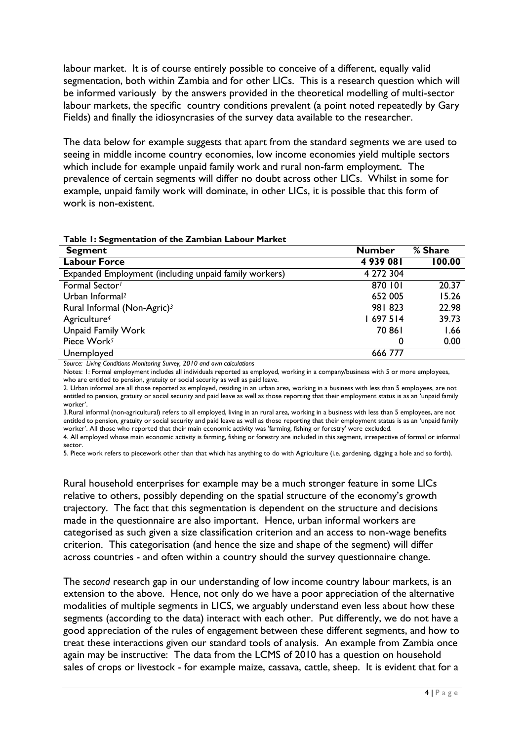labour market. It is of course entirely possible to conceive of a different, equally valid segmentation, both within Zambia and for other LICs. This is a research question which will be informed variously by the answers provided in the theoretical modelling of multi-sector labour markets, the specific country conditions prevalent (a point noted repeatedly by Gary Fields) and finally the idiosyncrasies of the survey data available to the researcher.

The data below for example suggests that apart from the standard segments we are used to seeing in middle income country economies, low income economies yield multiple sectors which include for example unpaid family work and rural non-farm employment. The prevalence of certain segments will differ no doubt across other LICs. Whilst in some for example, unpaid family work will dominate, in other LICs, it is possible that this form of work is non-existent.

**Table 1: Segmentation of the Zambian Labour Market**

| Segment | Number | % Share |
|---|---|---|
| **Labour Force** | **4 939 081** | **100.00** |
| Expanded Employment (including unpaid family workers) | 4 272 304 | |
| Formal Sector[1] | 870 101 | 20.37 |
| Urban Informal[2] | 652 005 | 15.26 |
| Rural Informal (Non-Agric)[3] | 981 823 | 22.98 |
| Agriculture[4] | 1 697 514 | 39.73 |
| Unpaid Family Work | 70 861 | 1.66 |
| Piece Work[5] | 0 | 0.00 |
| Unemployed | 666 777 | |

*Source: Living Conditions Monitoring Survey, 2010 and own calculations*

Notes: 1: Formal employment includes all individuals reported as employed, working in a company/business with 5 or more employees, who are entitled to pension, gratuity or social security as well as paid leave.

2. Urban informal are all those reported as employed, residing in an urban area, working in a business with less than 5 employees, are not entitled to pension, gratuity or social security and paid leave as well as those reporting that their employment status is as an 'unpaid family worker'.

3.Rural informal (non-agricultural) refers to all employed, living in an rural area, working in a business with less than 5 employees, are not entitled to pension, gratuity or social security and paid leave as well as those reporting that their employment status is as an 'unpaid family worker'. All those who reported that their main economic activity was 'farming, fishing or forestry' were excluded.

4. All employed whose main economic activity is farming, fishing or forestry are included in this segment, irrespective of formal or informal sector.

5. Piece work refers to piecework other than that which has anything to do with Agriculture (i.e. gardening, digging a hole and so forth).

Rural household enterprises for example may be a much stronger feature in some LICs relative to others, possibly depending on the spatial structure of the economy's growth trajectory. The fact that this segmentation is dependent on the structure and decisions made in the questionnaire are also important. Hence, urban informal workers are categorised as such given a size classification criterion and an access to non-wage benefits criterion. This categorisation (and hence the size and shape of the segment) will differ across countries - and often within a country should the survey questionnaire change.

The *second* research gap in our understanding of low income country labour markets, is an extension to the above. Hence, not only do we have a poor appreciation of the alternative modalities of multiple segments in LICS, we arguably understand even less about how these segments (according to the data) interact with each other. Put differently, we do not have a good appreciation of the rules of engagement between these different segments, and how to treat these interactions given our standard tools of analysis. An example from Zambia once again may be instructive: The data from the LCMS of 2010 has a question on household sales of crops or livestock - for example maize, cassava, cattle, sheep. It is evident that for a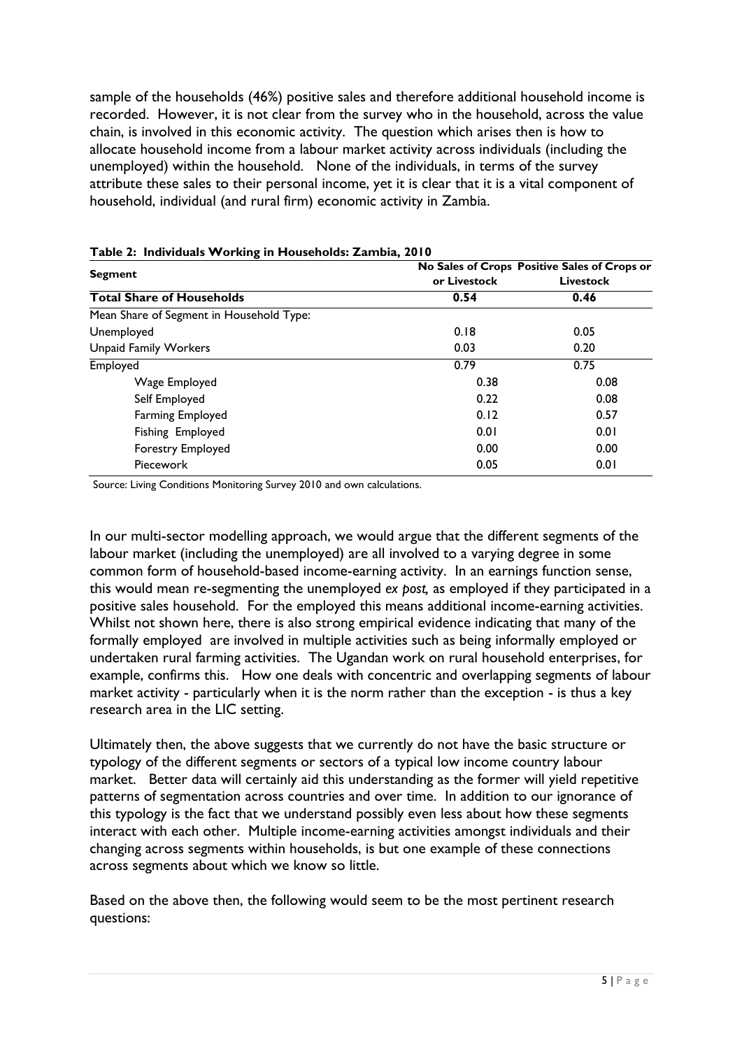sample of the households (46%) positive sales and therefore additional household income is recorded. However, it is not clear from the survey who in the household, across the value chain, is involved in this economic activity. The question which arises then is how to allocate household income from a labour market activity across individuals (including the unemployed) within the household. None of the individuals, in terms of the survey attribute these sales to their personal income, yet it is clear that it is a vital component of household, individual (and rural firm) economic activity in Zambia.

**Table 2: Individuals Working in Households: Zambia, 2010**

| Segment | No Sales of Crops or Livestock | Positive Sales of Crops or Livestock |
|---|---|---|
| **Total Share of Households** | **0.54** | **0.46** |
| Mean Share of Segment in Household Type: | | |
| Unemployed | 0.18 | 0.05 |
| Unpaid Family Workers | 0.03 | 0.20 |
| Employed | 0.79 | 0.75 |
| Wage Employed | 0.38 | 0.08 |
| Self Employed | 0.22 | 0.08 |
| Farming Employed | 0.12 | 0.57 |
| Fishing Employed | 0.01 | 0.01 |
| Forestry Employed | 0.00 | 0.00 |
| Piecework | 0.05 | 0.01 |

Source: Living Conditions Monitoring Survey 2010 and own calculations.

In our multi-sector modelling approach, we would argue that the different segments of the labour market (including the unemployed) are all involved to a varying degree in some common form of household-based income-earning activity. In an earnings function sense, this would mean re-segmenting the unemployed *ex post,* as employed if they participated in a positive sales household. For the employed this means additional income-earning activities. Whilst not shown here, there is also strong empirical evidence indicating that many of the formally employed are involved in multiple activities such as being informally employed or undertaken rural farming activities. The Ugandan work on rural household enterprises, for example, confirms this. How one deals with concentric and overlapping segments of labour market activity - particularly when it is the norm rather than the exception - is thus a key research area in the LIC setting.

Ultimately then, the above suggests that we currently do not have the basic structure or typology of the different segments or sectors of a typical low income country labour market. Better data will certainly aid this understanding as the former will yield repetitive patterns of segmentation across countries and over time. In addition to our ignorance of this typology is the fact that we understand possibly even less about how these segments interact with each other. Multiple income-earning activities amongst individuals and their changing across segments within households, is but one example of these connections across segments about which we know so little.

Based on the above then, the following would seem to be the most pertinent research questions: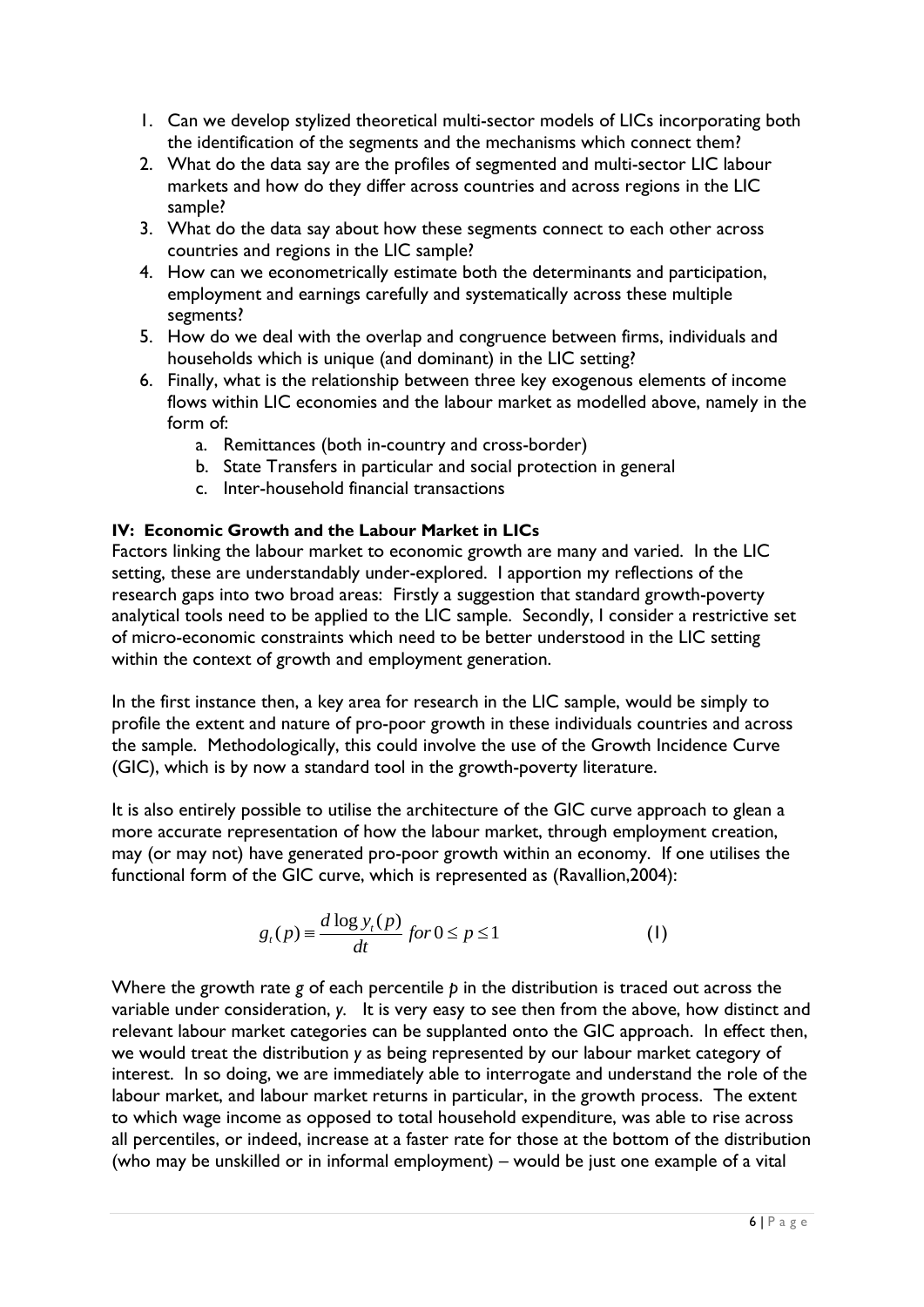1. Can we develop stylized theoretical multi-sector models of LICs incorporating both the identification of the segments and the mechanisms which connect them?
2. What do the data say are the profiles of segmented and multi-sector LIC labour markets and how do they differ across countries and across regions in the LIC sample?
3. What do the data say about how these segments connect to each other across countries and regions in the LIC sample?
4. How can we econometrically estimate both the determinants and participation, employment and earnings carefully and systematically across these multiple segments?
5. How do we deal with the overlap and congruence between firms, individuals and households which is unique (and dominant) in the LIC setting?
6. Finally, what is the relationship between three key exogenous elements of income flows within LIC economies and the labour market as modelled above, namely in the form of:
   a. Remittances (both in-country and cross-border)
   b. State Transfers in particular and social protection in general
   c. Inter-household financial transactions

**IV: Economic Growth and the Labour Market in LICs**

Factors linking the labour market to economic growth are many and varied. In the LIC setting, these are understandably under-explored. I apportion my reflections of the research gaps into two broad areas: Firstly a suggestion that standard growth-poverty analytical tools need to be applied to the LIC sample. Secondly, I consider a restrictive set of micro-economic constraints which need to be better understood in the LIC setting within the context of growth and employment generation.

In the first instance then, a key area for research in the LIC sample, would be simply to profile the extent and nature of pro-poor growth in these individuals countries and across the sample. Methodologically, this could involve the use of the Growth Incidence Curve (GIC), which is by now a standard tool in the growth-poverty literature.

It is also entirely possible to utilise the architecture of the GIC curve approach to glean a more accurate representation of how the labour market, through employment creation, may (or may not) have generated pro-poor growth within an economy. If one utilises the functional form of the GIC curve, which is represented as (Ravallion,2004):

$$g_t(p) \equiv \frac{d \log y_t(p)}{dt} \; for \, 0 \leq p \leq 1 \qquad (1)$$

Where the growth rate *g* of each percentile *p* in the distribution is traced out across the variable under consideration, *y*. It is very easy to see then from the above, how distinct and relevant labour market categories can be supplanted onto the GIC approach. In effect then, we would treat the distribution *y* as being represented by our labour market category of interest. In so doing, we are immediately able to interrogate and understand the role of the labour market, and labour market returns in particular, in the growth process. The extent to which wage income as opposed to total household expenditure, was able to rise across all percentiles, or indeed, increase at a faster rate for those at the bottom of the distribution (who may be unskilled or in informal employment) – would be just one example of a vital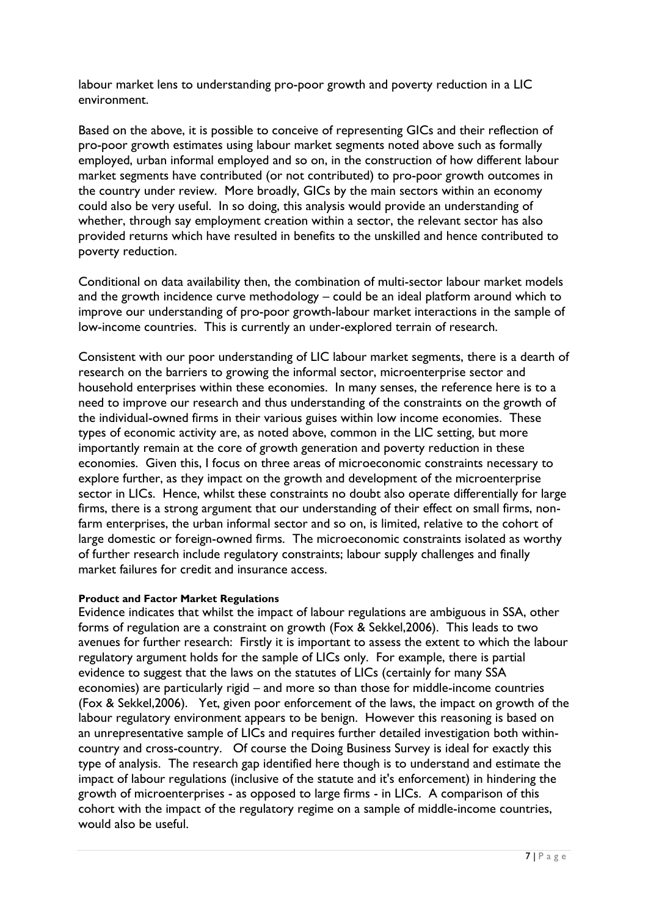labour market lens to understanding pro-poor growth and poverty reduction in a LIC environment.

Based on the above, it is possible to conceive of representing GICs and their reflection of pro-poor growth estimates using labour market segments noted above such as formally employed, urban informal employed and so on, in the construction of how different labour market segments have contributed (or not contributed) to pro-poor growth outcomes in the country under review. More broadly, GICs by the main sectors within an economy could also be very useful. In so doing, this analysis would provide an understanding of whether, through say employment creation within a sector, the relevant sector has also provided returns which have resulted in benefits to the unskilled and hence contributed to poverty reduction.

Conditional on data availability then, the combination of multi-sector labour market models and the growth incidence curve methodology – could be an ideal platform around which to improve our understanding of pro-poor growth-labour market interactions in the sample of low-income countries. This is currently an under-explored terrain of research.

Consistent with our poor understanding of LIC labour market segments, there is a dearth of research on the barriers to growing the informal sector, microenterprise sector and household enterprises within these economies. In many senses, the reference here is to a need to improve our research and thus understanding of the constraints on the growth of the individual-owned firms in their various guises within low income economies. These types of economic activity are, as noted above, common in the LIC setting, but more importantly remain at the core of growth generation and poverty reduction in these economies. Given this, I focus on three areas of microeconomic constraints necessary to explore further, as they impact on the growth and development of the microenterprise sector in LICs. Hence, whilst these constraints no doubt also operate differentially for large firms, there is a strong argument that our understanding of their effect on small firms, non-farm enterprises, the urban informal sector and so on, is limited, relative to the cohort of large domestic or foreign-owned firms. The microeconomic constraints isolated as worthy of further research include regulatory constraints; labour supply challenges and finally market failures for credit and insurance access.

#### Product and Factor Market Regulations

Evidence indicates that whilst the impact of labour regulations are ambiguous in SSA, other forms of regulation are a constraint on growth (Fox & Sekkel,2006). This leads to two avenues for further research: Firstly it is important to assess the extent to which the labour regulatory argument holds for the sample of LICs only. For example, there is partial evidence to suggest that the laws on the statutes of LICs (certainly for many SSA economies) are particularly rigid – and more so than those for middle-income countries (Fox & Sekkel,2006). Yet, given poor enforcement of the laws, the impact on growth of the labour regulatory environment appears to be benign. However this reasoning is based on an unrepresentative sample of LICs and requires further detailed investigation both within-country and cross-country. Of course the Doing Business Survey is ideal for exactly this type of analysis. The research gap identified here though is to understand and estimate the impact of labour regulations (inclusive of the statute and it's enforcement) in hindering the growth of microenterprises - as opposed to large firms - in LICs. A comparison of this cohort with the impact of the regulatory regime on a sample of middle-income countries, would also be useful.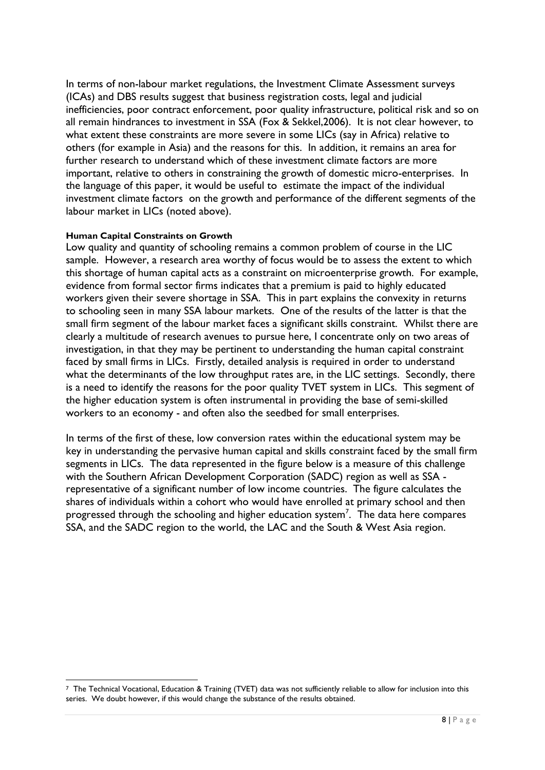In terms of non-labour market regulations, the Investment Climate Assessment surveys (ICAs) and DBS results suggest that business registration costs, legal and judicial inefficiencies, poor contract enforcement, poor quality infrastructure, political risk and so on all remain hindrances to investment in SSA (Fox & Sekkel,2006). It is not clear however, to what extent these constraints are more severe in some LICs (say in Africa) relative to others (for example in Asia) and the reasons for this. In addition, it remains an area for further research to understand which of these investment climate factors are more important, relative to others in constraining the growth of domestic micro-enterprises. In the language of this paper, it would be useful to estimate the impact of the individual investment climate factors on the growth and performance of the different segments of the labour market in LICs (noted above).

#### Human Capital Constraints on Growth

Low quality and quantity of schooling remains a common problem of course in the LIC sample. However, a research area worthy of focus would be to assess the extent to which this shortage of human capital acts as a constraint on microenterprise growth. For example, evidence from formal sector firms indicates that a premium is paid to highly educated workers given their severe shortage in SSA. This in part explains the convexity in returns to schooling seen in many SSA labour markets. One of the results of the latter is that the small firm segment of the labour market faces a significant skills constraint. Whilst there are clearly a multitude of research avenues to pursue here, I concentrate only on two areas of investigation, in that they may be pertinent to understanding the human capital constraint faced by small firms in LICs. Firstly, detailed analysis is required in order to understand what the determinants of the low throughput rates are, in the LIC settings. Secondly, there is a need to identify the reasons for the poor quality TVET system in LICs. This segment of the higher education system is often instrumental in providing the base of semi-skilled workers to an economy - and often also the seedbed for small enterprises.

In terms of the first of these, low conversion rates within the educational system may be key in understanding the pervasive human capital and skills constraint faced by the small firm segments in LICs. The data represented in the figure below is a measure of this challenge with the Southern African Development Corporation (SADC) region as well as SSA - representative of a significant number of low income countries. The figure calculates the shares of individuals within a cohort who would have enrolled at primary school and then progressed through the schooling and higher education system[7]. The data here compares SSA, and the SADC region to the world, the LAC and the South & West Asia region.

[7] The Technical Vocational, Education & Training (TVET) data was not sufficiently reliable to allow for inclusion into this series. We doubt however, if this would change the substance of the results obtained.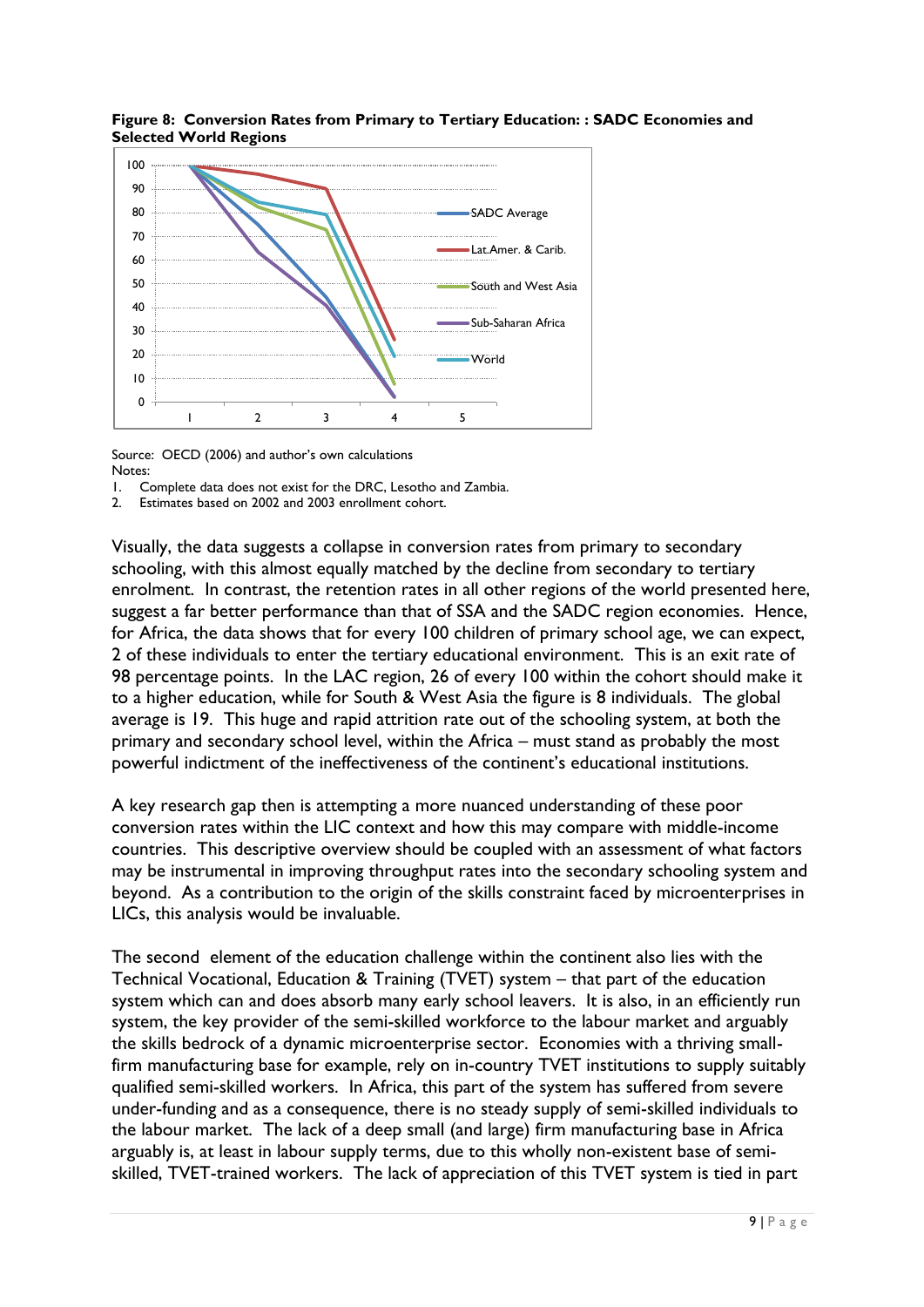**Figure 8: Conversion Rates from Primary to Tertiary Education: : SADC Economies and Selected World Regions**

Source: OECD (2006) and author's own calculations

Notes:

1. Complete data does not exist for the DRC, Lesotho and Zambia.
2. Estimates based on 2002 and 2003 enrollment cohort.

Visually, the data suggests a collapse in conversion rates from primary to secondary schooling, with this almost equally matched by the decline from secondary to tertiary enrolment. In contrast, the retention rates in all other regions of the world presented here, suggest a far better performance than that of SSA and the SADC region economies. Hence, for Africa, the data shows that for every 100 children of primary school age, we can expect, 2 of these individuals to enter the tertiary educational environment. This is an exit rate of 98 percentage points. In the LAC region, 26 of every 100 within the cohort should make it to a higher education, while for South & West Asia the figure is 8 individuals. The global average is 19. This huge and rapid attrition rate out of the schooling system, at both the primary and secondary school level, within the Africa – must stand as probably the most powerful indictment of the ineffectiveness of the continent's educational institutions.

A key research gap then is attempting a more nuanced understanding of these poor conversion rates within the LIC context and how this may compare with middle-income countries. This descriptive overview should be coupled with an assessment of what factors may be instrumental in improving throughput rates into the secondary schooling system and beyond. As a contribution to the origin of the skills constraint faced by microenterprises in LICs, this analysis would be invaluable.

The second element of the education challenge within the continent also lies with the Technical Vocational, Education & Training (TVET) system – that part of the education system which can and does absorb many early school leavers. It is also, in an efficiently run system, the key provider of the semi-skilled workforce to the labour market and arguably the skills bedrock of a dynamic microenterprise sector. Economies with a thriving small-firm manufacturing base for example, rely on in-country TVET institutions to supply suitably qualified semi-skilled workers. In Africa, this part of the system has suffered from severe under-funding and as a consequence, there is no steady supply of semi-skilled individuals to the labour market. The lack of a deep small (and large) firm manufacturing base in Africa arguably is, at least in labour supply terms, due to this wholly non-existent base of semi-skilled, TVET-trained workers. The lack of appreciation of this TVET system is tied in part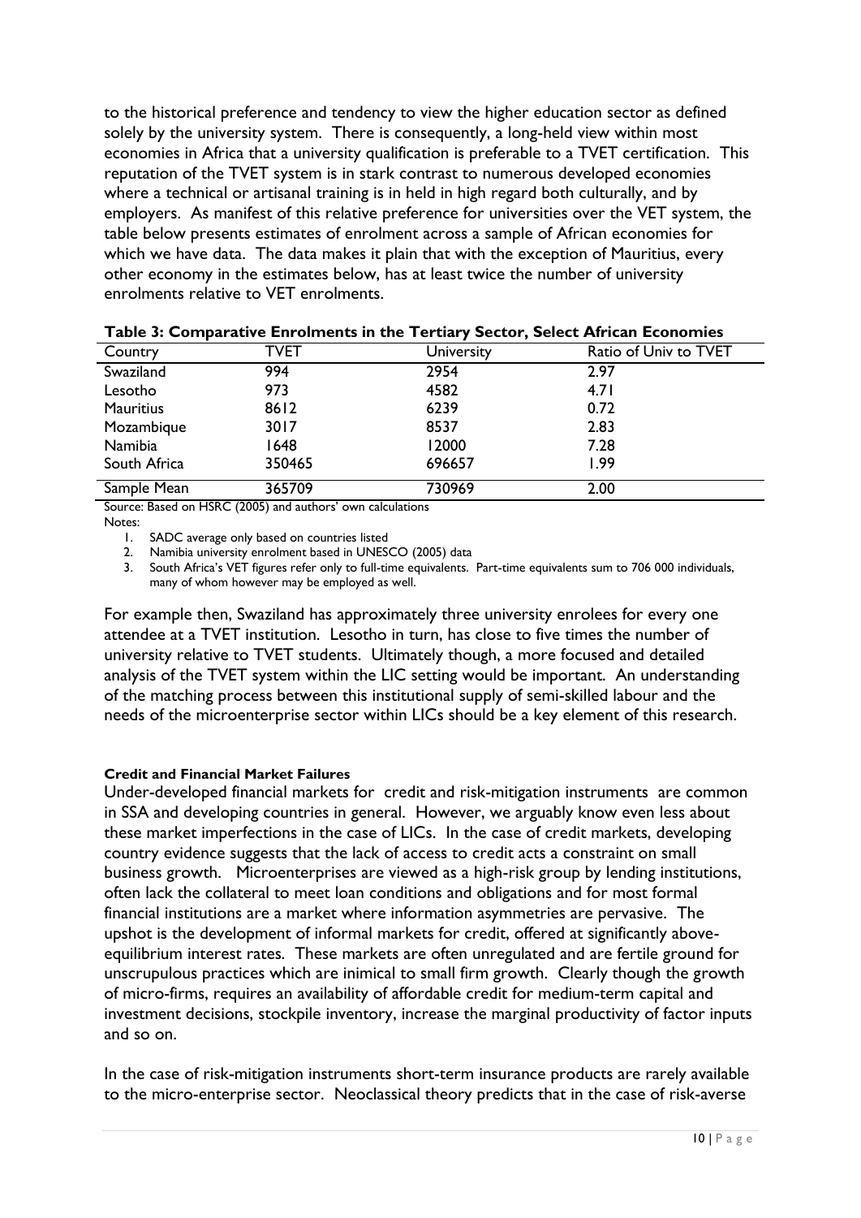to the historical preference and tendency to view the higher education sector as defined solely by the university system. There is consequently, a long-held view within most economies in Africa that a university qualification is preferable to a TVET certification. This reputation of the TVET system is in stark contrast to numerous developed economies where a technical or artisanal training is in held in high regard both culturally, and by employers. As manifest of this relative preference for universities over the VET system, the table below presents estimates of enrolment across a sample of African economies for which we have data. The data makes it plain that with the exception of Mauritius, every other economy in the estimates below, has at least twice the number of university enrolments relative to VET enrolments.

**Table 3: Comparative Enrolments in the Tertiary Sector, Select African Economies**

| Country | TVET | University | Ratio of Univ to TVET |
|---|---|---|---|
| Swaziland | 994 | 2954 | 2.97 |
| Lesotho | 973 | 4582 | 4.71 |
| Mauritius | 8612 | 6239 | 0.72 |
| Mozambique | 3017 | 8537 | 2.83 |
| Namibia | 1648 | 12000 | 7.28 |
| South Africa | 350465 | 696657 | 1.99 |
| Sample Mean | 365709 | 730969 | 2.00 |

Source: Based on HSRC (2005) and authors' own calculations

Notes:

1. SADC average only based on countries listed
2. Namibia university enrolment based in UNESCO (2005) data
3. South Africa's VET figures refer only to full-time equivalents. Part-time equivalents sum to 706 000 individuals, many of whom however may be employed as well.

For example then, Swaziland has approximately three university enrolees for every one attendee at a TVET institution. Lesotho in turn, has close to five times the number of university relative to TVET students. Ultimately though, a more focused and detailed analysis of the TVET system within the LIC setting would be important. An understanding of the matching process between this institutional supply of semi-skilled labour and the needs of the microenterprise sector within LICs should be a key element of this research.

#### Credit and Financial Market Failures

Under-developed financial markets for credit and risk-mitigation instruments are common in SSA and developing countries in general. However, we arguably know even less about these market imperfections in the case of LICs. In the case of credit markets, developing country evidence suggests that the lack of access to credit acts a constraint on small business growth. Microenterprises are viewed as a high-risk group by lending institutions, often lack the collateral to meet loan conditions and obligations and for most formal financial institutions are a market where information asymmetries are pervasive. The upshot is the development of informal markets for credit, offered at significantly above-equilibrium interest rates. These markets are often unregulated and are fertile ground for unscrupulous practices which are inimical to small firm growth. Clearly though the growth of micro-firms, requires an availability of affordable credit for medium-term capital and investment decisions, stockpile inventory, increase the marginal productivity of factor inputs and so on.

In the case of risk-mitigation instruments short-term insurance products are rarely available to the micro-enterprise sector. Neoclassical theory predicts that in the case of risk-averse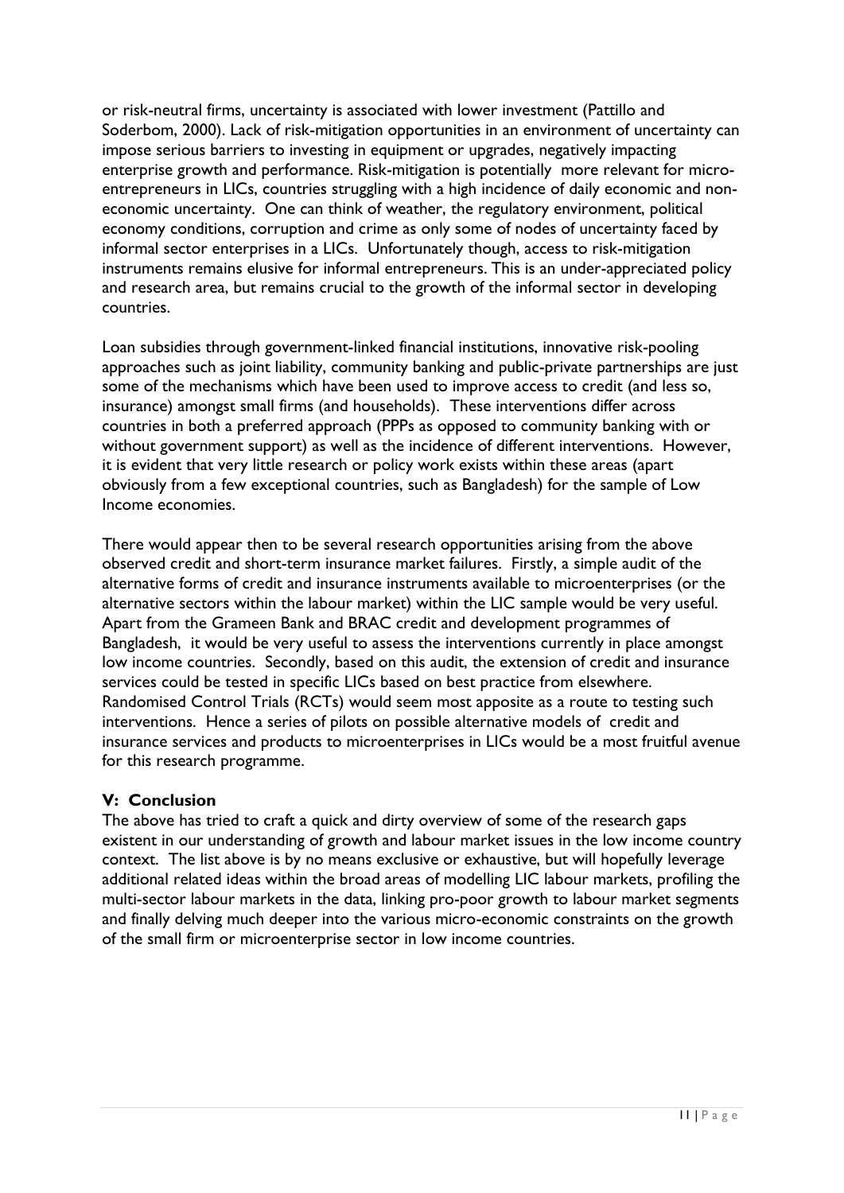or risk-neutral firms, uncertainty is associated with lower investment (Pattillo and Soderbom, 2000). Lack of risk-mitigation opportunities in an environment of uncertainty can impose serious barriers to investing in equipment or upgrades, negatively impacting enterprise growth and performance. Risk-mitigation is potentially more relevant for micro-entrepreneurs in LICs, countries struggling with a high incidence of daily economic and non-economic uncertainty. One can think of weather, the regulatory environment, political economy conditions, corruption and crime as only some of nodes of uncertainty faced by informal sector enterprises in a LICs. Unfortunately though, access to risk-mitigation instruments remains elusive for informal entrepreneurs. This is an under-appreciated policy and research area, but remains crucial to the growth of the informal sector in developing countries.

Loan subsidies through government-linked financial institutions, innovative risk-pooling approaches such as joint liability, community banking and public-private partnerships are just some of the mechanisms which have been used to improve access to credit (and less so, insurance) amongst small firms (and households). These interventions differ across countries in both a preferred approach (PPPs as opposed to community banking with or without government support) as well as the incidence of different interventions. However, it is evident that very little research or policy work exists within these areas (apart obviously from a few exceptional countries, such as Bangladesh) for the sample of Low Income economies.

There would appear then to be several research opportunities arising from the above observed credit and short-term insurance market failures. Firstly, a simple audit of the alternative forms of credit and insurance instruments available to microenterprises (or the alternative sectors within the labour market) within the LIC sample would be very useful. Apart from the Grameen Bank and BRAC credit and development programmes of Bangladesh, it would be very useful to assess the interventions currently in place amongst low income countries. Secondly, based on this audit, the extension of credit and insurance services could be tested in specific LICs based on best practice from elsewhere. Randomised Control Trials (RCTs) would seem most apposite as a route to testing such interventions. Hence a series of pilots on possible alternative models of credit and insurance services and products to microenterprises in LICs would be a most fruitful avenue for this research programme.

## V: Conclusion

The above has tried to craft a quick and dirty overview of some of the research gaps existent in our understanding of growth and labour market issues in the low income country context. The list above is by no means exclusive or exhaustive, but will hopefully leverage additional related ideas within the broad areas of modelling LIC labour markets, profiling the multi-sector labour markets in the data, linking pro-poor growth to labour market segments and finally delving much deeper into the various micro-economic constraints on the growth of the small firm or microenterprise sector in low income countries.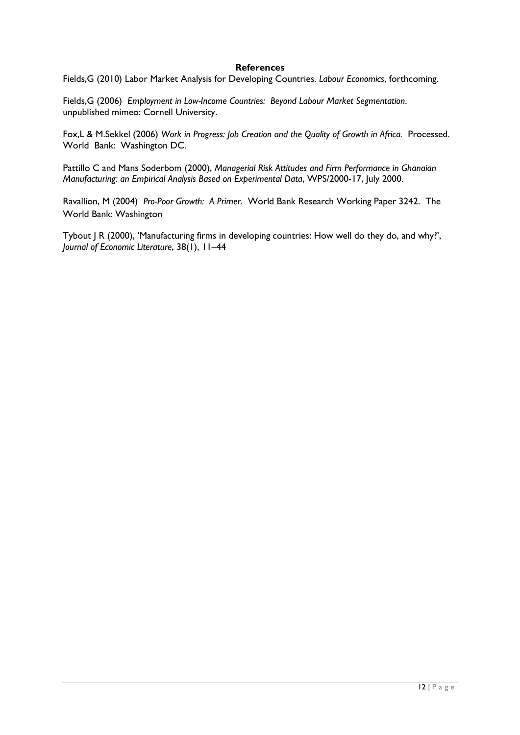## References

Fields,G (2010) Labor Market Analysis for Developing Countries. *Labour Economics*, forthcoming.

Fields,G (2006) *Employment in Low-Income Countries: Beyond Labour Market Segmentation*. unpublished mimeo: Cornell University.

Fox,L & M.Sekkel (2006) *Work in Progress: Job Creation and the Quality of Growth in Africa.* Processed. World Bank: Washington DC.

Pattillo C and Mans Soderbom (2000), *Managerial Risk Attitudes and Firm Performance in Ghanaian Manufacturing: an Empirical Analysis Based on Experimental Data*, WPS/2000-17, July 2000.

Ravallion, M (2004) *Pro-Poor Growth: A Primer*. World Bank Research Working Paper 3242. The World Bank: Washington

Tybout J R (2000), 'Manufacturing firms in developing countries: How well do they do, and why?', *Journal of Economic Literature*, 38(1), 11–44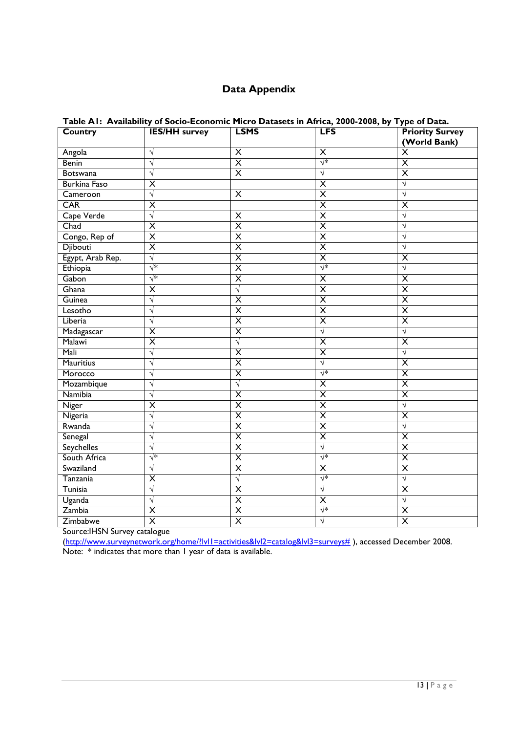# Data Appendix

**Table A1: Availability of Socio-Economic Micro Datasets in Africa, 2000-2008, by Type of Data.**

| Country | IES/HH survey | LSMS | LFS | Priority Survey (World Bank) |
|---|---|---|---|---|
| Angola | √ | X | X | X |
| Benin | √ | X | √* | X |
| Botswana | √ | X | √ | X |
| Burkina Faso | X | | X | √ |
| Cameroon | √ | X | X | √ |
| CAR | X | | X | X |
| Cape Verde | √ | X | X | √ |
| Chad | X | X | X | √ |
| Congo, Rep of | X | X | X | √ |
| Djibouti | X | X | X | √ |
| Egypt, Arab Rep. | √ | X | X | X |
| Ethiopia | √* | X | √* | √ |
| Gabon | √* | X | X | X |
| Ghana | X | √ | X | X |
| Guinea | √ | X | X | X |
| Lesotho | √ | X | X | X |
| Liberia | √ | X | X | X |
| Madagascar | X | X | √ | √ |
| Malawi | X | √ | X | X |
| Mali | √ | X | X | √ |
| Mauritius | √ | X | √ | X |
| Morocco | √ | X | √* | X |
| Mozambique | √ | √ | X | X |
| Namibia | √ | X | X | X |
| Niger | X | X | X | √ |
| Nigeria | √ | X | X | X |
| Rwanda | √ | X | X | √ |
| Senegal | √ | X | X | X |
| Seychelles | √ | X | √ | X |
| South Africa | √* | X | √* | X |
| Swaziland | √ | X | X | X |
| Tanzania | X | √ | √* | √ |
| Tunisia | √ | X | √ | X |
| Uganda | √ | X | X | √ |
| Zambia | X | X | √* | X |
| Zimbabwe | X | X | √ | X |

Source:IHSN Survey catalogue (http://www.surveynetwork.org/home/?lvl1=activities&lvl2=catalog&lvl3=surveys# ), accessed December 2008.
Note: * indicates that more than 1 year of data is available.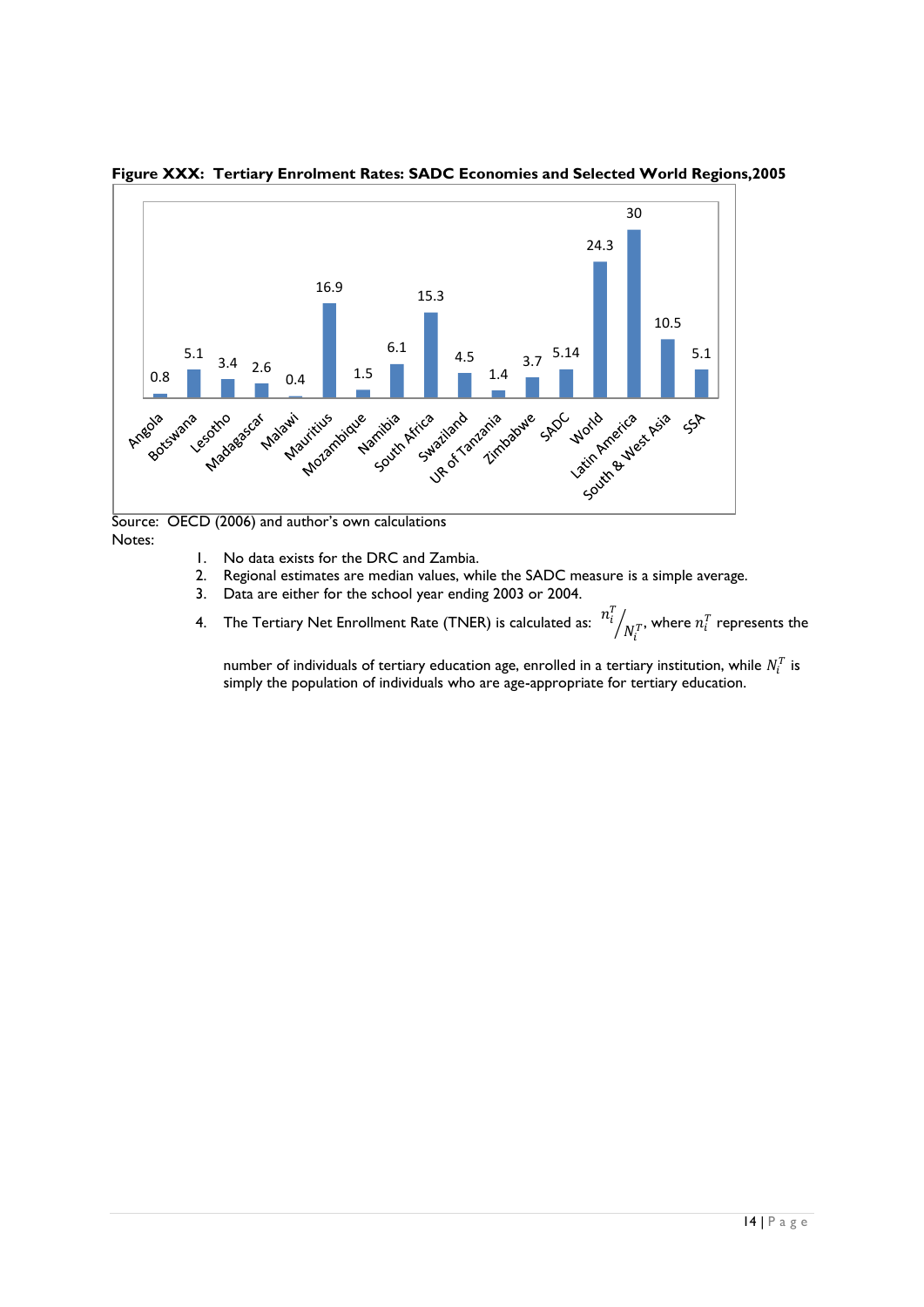**Figure XXX: Tertiary Enrolment Rates: SADC Economies and Selected World Regions,2005**

0.8
5.1
3.4
2.6
0.4
16.9
1.5
6.1
15.3
4.5
1.4
3.7
5.14
24.3
30
10.5
5.1

Angola
Botswana
Lesotho
Madagascar
Malawi
Mauritius
Mozambique
Namibia
South Africa
Swaziland
UR of Tanzania
Zimbabwe
SADC
World
Latin America
South & West Asia
SSA

Source: OECD (2006) and author's own calculations

Notes:

1. No data exists for the DRC and Zambia.
2. Regional estimates are median values, while the SADC measure is a simple average.
3. Data are either for the school year ending 2003 or 2004.
4. The Tertiary Net Enrollment Rate (TNER) is calculated as: $n_i^T / N_i^T$, where $n_i^T$ represents the number of individuals of tertiary education age, enrolled in a tertiary institution, while $N_i^T$ is simply the population of individuals who are age-appropriate for tertiary education.